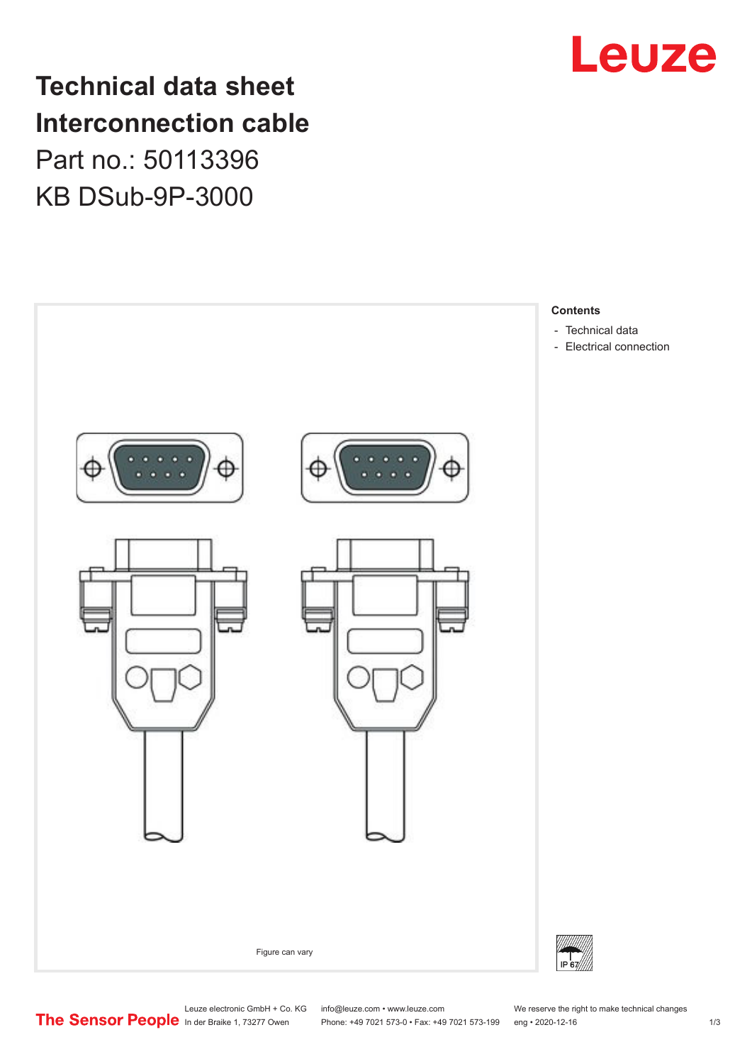# Technical data sheet Interconnection cable

Part no.: 50113396

KB DSub-9P-3000

Figure can vary

**Contents**

- Technical data
- Electrical connection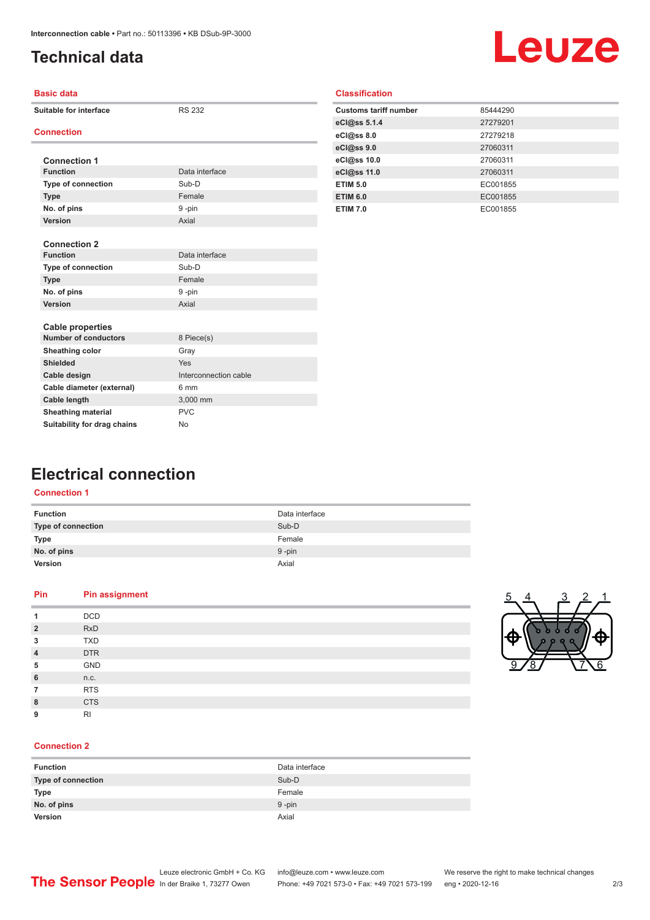# Technical data

## Basic data

| | |
|---|---|
| Suitable for interface | RS 232 |

## Connection

### Connection 1

| | |
|---|---|
| Function | Data interface |
| Type of connection | Sub-D |
| Type | Female |
| No. of pins | 9 -pin |
| Version | Axial |

### Connection 2

| | |
|---|---|
| Function | Data interface |
| Type of connection | Sub-D |
| Type | Female |
| No. of pins | 9 -pin |
| Version | Axial |

### Cable properties

| | |
|---|---|
| Number of conductors | 8 Piece(s) |
| Sheathing color | Gray |
| Shielded | Yes |
| Cable design | Interconnection cable |
| Cable diameter (external) | 6 mm |
| Cable length | 3,000 mm |
| Sheathing material | PVC |
| Suitability for drag chains | No |

## Classification

| | |
|---|---|
| Customs tariff number | 85444290 |
| eCl@ss 5.1.4 | 27279201 |
| eCl@ss 8.0 | 27279218 |
| eCl@ss 9.0 | 27060311 |
| eCl@ss 10.0 | 27060311 |
| eCl@ss 11.0 | 27060311 |
| ETIM 5.0 | EC001855 |
| ETIM 6.0 | EC001855 |
| ETIM 7.0 | EC001855 |

# Electrical connection

## Connection 1

| | |
|---|---|
| Function | Data interface |
| Type of connection | Sub-D |
| Type | Female |
| No. of pins | 9 -pin |
| Version | Axial |

| Pin | Pin assignment |
|---|---|
| 1 | DCD |
| 2 | RxD |
| 3 | TXD |
| 4 | DTR |
| 5 | GND |
| 6 | n.c. |
| 7 | RTS |
| 8 | CTS |
| 9 | RI |

## Connection 2

| | |
|---|---|
| Function | Data interface |
| Type of connection | Sub-D |
| Type | Female |
| No. of pins | 9 -pin |
| Version | Axial |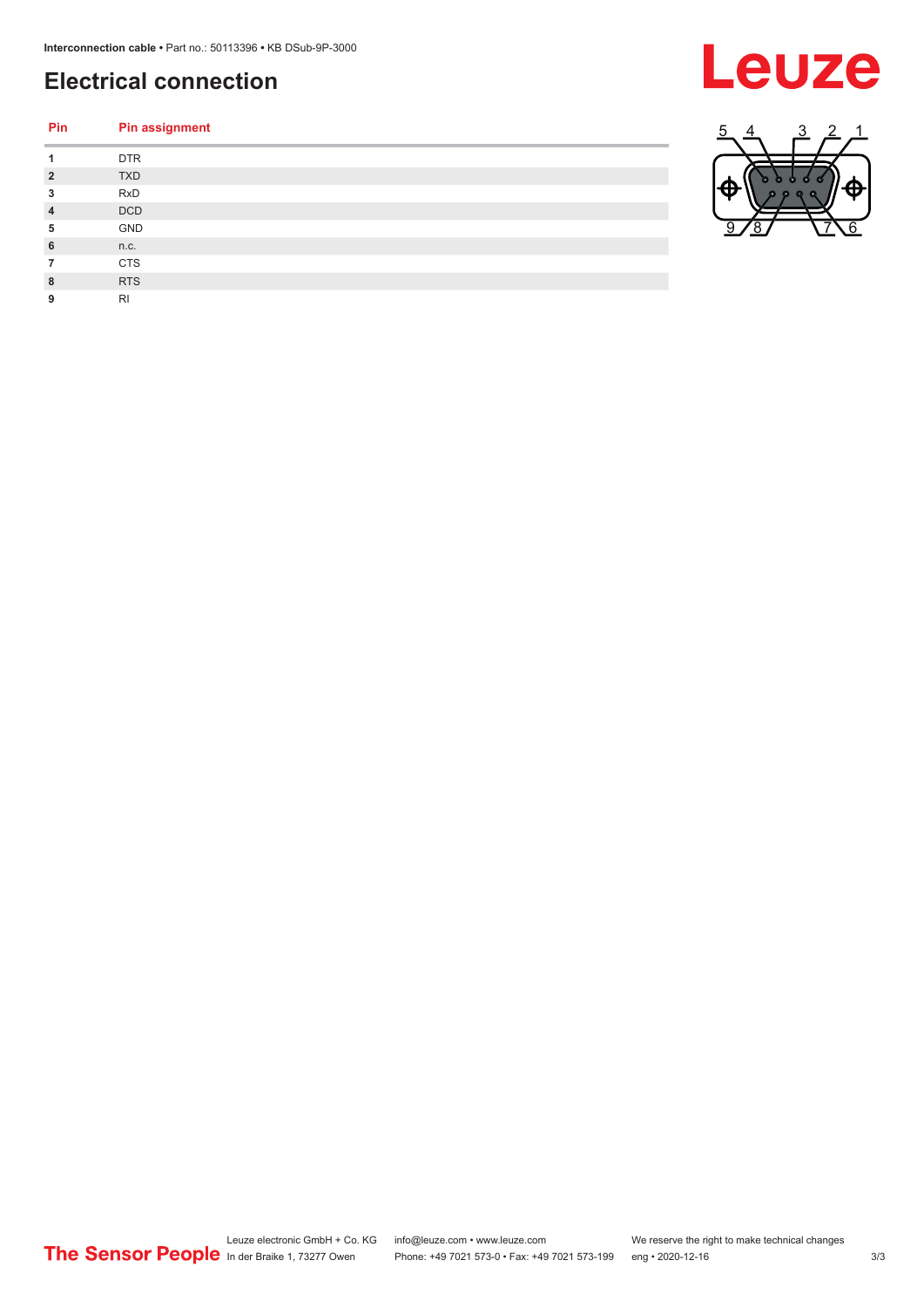## Electrical connection

| Pin | Pin assignment |
|---|---|
| 1 | DTR |
| 2 | TXD |
| 3 | RxD |
| 4 | DCD |
| 5 | GND |
| 6 | n.c. |
| 7 | CTS |
| 8 | RTS |
| 9 | RI |